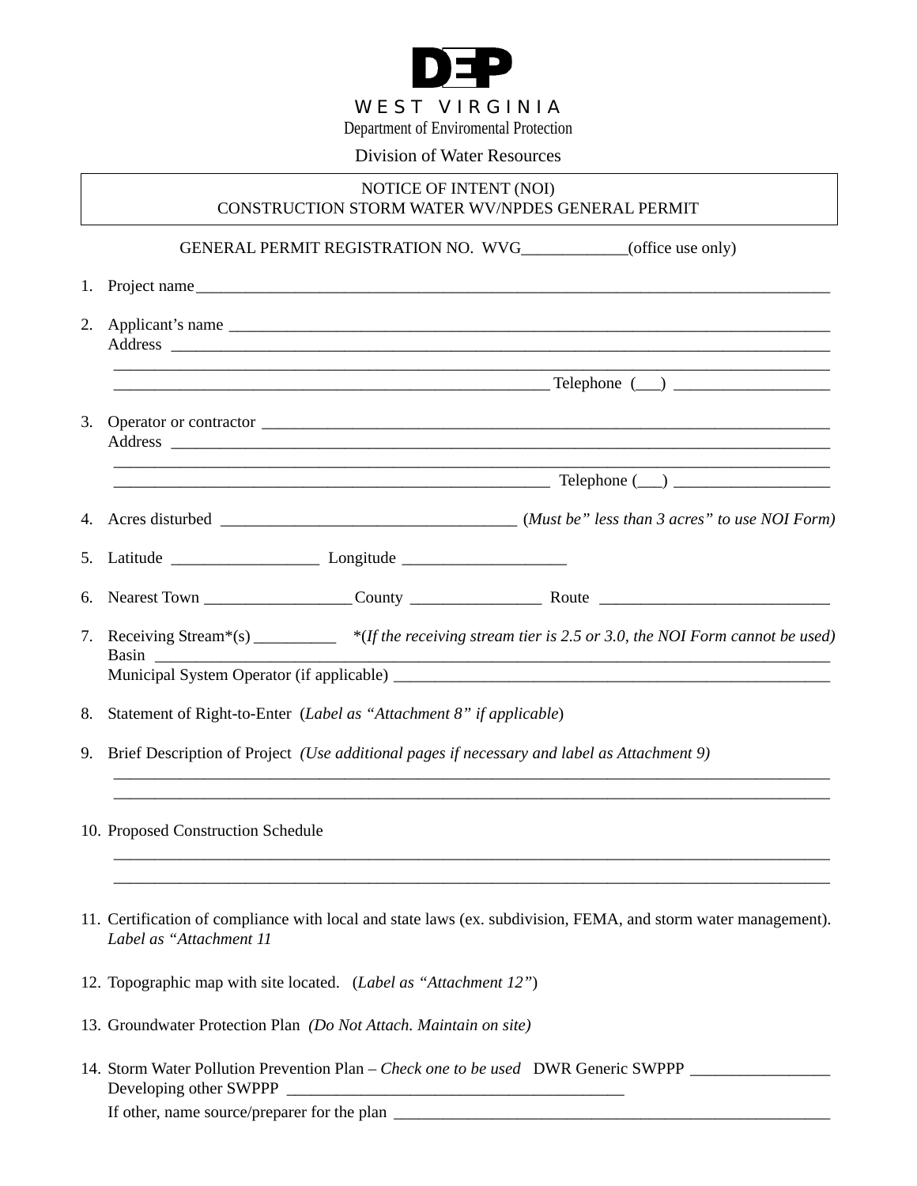# DEP

WEST VIRGINIA

Department of Enviromental Protection

Division of Water Resources

## NOTICE OF INTENT (NOI)
## CONSTRUCTION STORM WATER WV/NPDES GENERAL PERMIT

GENERAL PERMIT REGISTRATION NO. WVG____________(office use only)

1. Project name______________________________________________________________________________

2. Applicant's name ___________________________________________________________________________
   Address ____________________________________________________________________________________
   ____________________________________________________________________________________________
   ______________________________________________________ Telephone (___) ___________________

3. Operator or contractor _______________________________________________________________________
   Address ____________________________________________________________________________________
   ____________________________________________________________________________________________
   ______________________________________________________ Telephone (___) ___________________

4. Acres disturbed ____________________________________ (*Must be" less than 3 acres" to use NOI Form)*

5. Latitude _________________ Longitude ___________________

6. Nearest Town _________________ County _______________ Route ___________________________

7. Receiving Stream*(s) __________ *(If the receiving stream tier is 2.5 or 3.0, the NOI Form cannot be used)*
   Basin ______________________________________________________________________________________
   Municipal System Operator (if applicable) ______________________________________________________

8. Statement of Right-to-Enter (*Label as "Attachment 8" if applicable*)

9. Brief Description of Project *(Use additional pages if necessary and label as Attachment 9)*
   ____________________________________________________________________________________________
   ____________________________________________________________________________________________

10. Proposed Construction Schedule
    ____________________________________________________________________________________________
    ____________________________________________________________________________________________

11. Certification of compliance with local and state laws (ex. subdivision, FEMA, and storm water management). *Label as "Attachment 11*

12. Topographic map with site located. (*Label as "Attachment 12"*)

13. Groundwater Protection Plan *(Do Not Attach. Maintain on site)*

14. Storm Water Pollution Prevention Plan – *Check one to be used* DWR Generic SWPPP ________________
    Developing other SWPPP ________________________________________
    If other, name source/preparer for the plan ______________________________________________________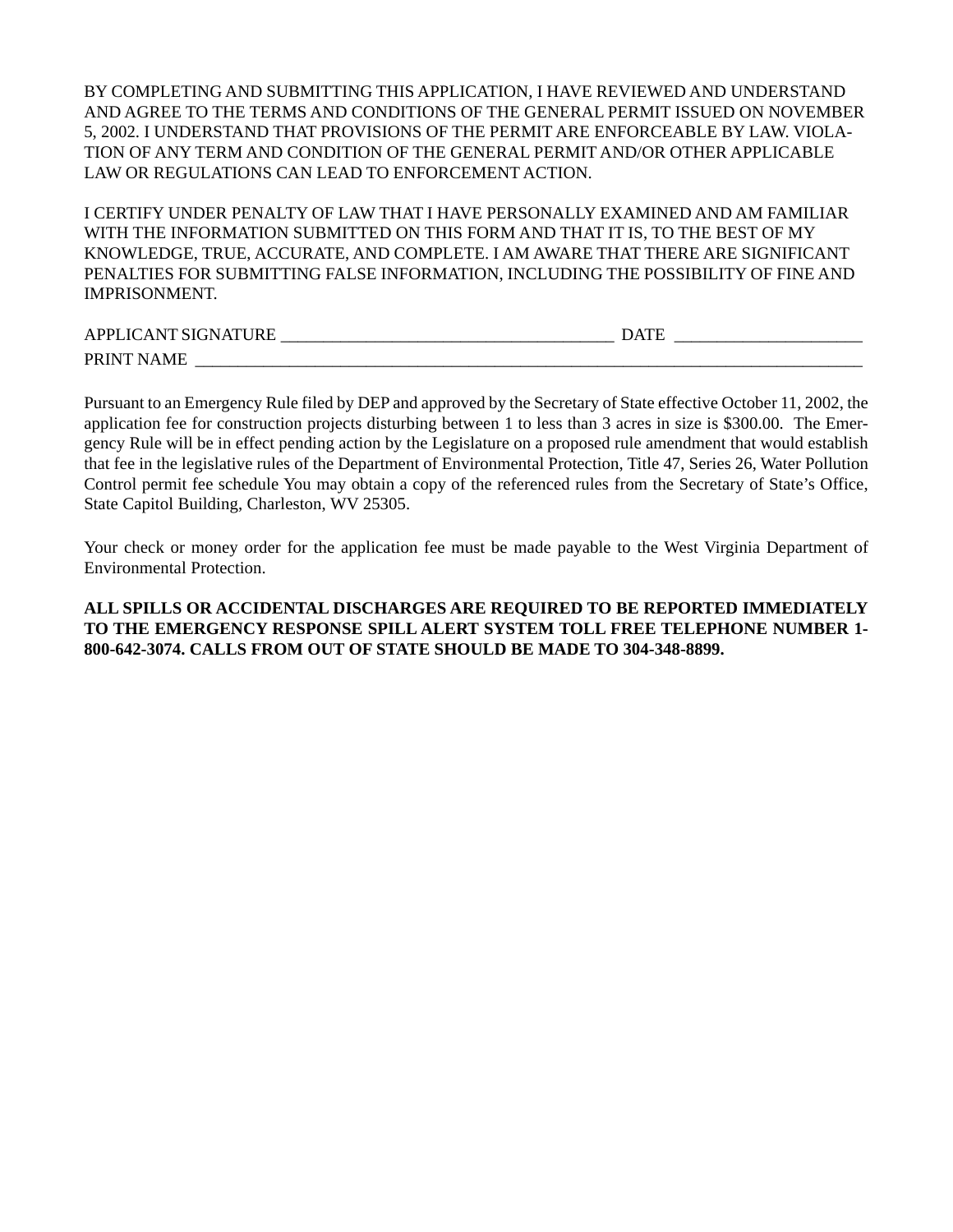BY COMPLETING AND SUBMITTING THIS APPLICATION, I HAVE REVIEWED AND UNDERSTAND AND AGREE TO THE TERMS AND CONDITIONS OF THE GENERAL PERMIT ISSUED ON NOVEMBER 5, 2002. I UNDERSTAND THAT PROVISIONS OF THE PERMIT ARE ENFORCEABLE BY LAW. VIOLATION OF ANY TERM AND CONDITION OF THE GENERAL PERMIT AND/OR OTHER APPLICABLE LAW OR REGULATIONS CAN LEAD TO ENFORCEMENT ACTION.

I CERTIFY UNDER PENALTY OF LAW THAT I HAVE PERSONALLY EXAMINED AND AM FAMILIAR WITH THE INFORMATION SUBMITTED ON THIS FORM AND THAT IT IS, TO THE BEST OF MY KNOWLEDGE, TRUE, ACCURATE, AND COMPLETE. I AM AWARE THAT THERE ARE SIGNIFICANT PENALTIES FOR SUBMITTING FALSE INFORMATION, INCLUDING THE POSSIBILITY OF FINE AND IMPRISONMENT.

APPLICANT SIGNATURE _______________________________________ DATE _____________________

PRINT NAME ________________________________________________________________________________

Pursuant to an Emergency Rule filed by DEP and approved by the Secretary of State effective October 11, 2002, the application fee for construction projects disturbing between 1 to less than 3 acres in size is $300.00. The Emergency Rule will be in effect pending action by the Legislature on a proposed rule amendment that would establish that fee in the legislative rules of the Department of Environmental Protection, Title 47, Series 26, Water Pollution Control permit fee schedule You may obtain a copy of the referenced rules from the Secretary of State's Office, State Capitol Building, Charleston, WV 25305.

Your check or money order for the application fee must be made payable to the West Virginia Department of Environmental Protection.

**ALL SPILLS OR ACCIDENTAL DISCHARGES ARE REQUIRED TO BE REPORTED IMMEDIATELY TO THE EMERGENCY RESPONSE SPILL ALERT SYSTEM TOLL FREE TELEPHONE NUMBER 1-800-642-3074. CALLS FROM OUT OF STATE SHOULD BE MADE TO 304-348-8899.**